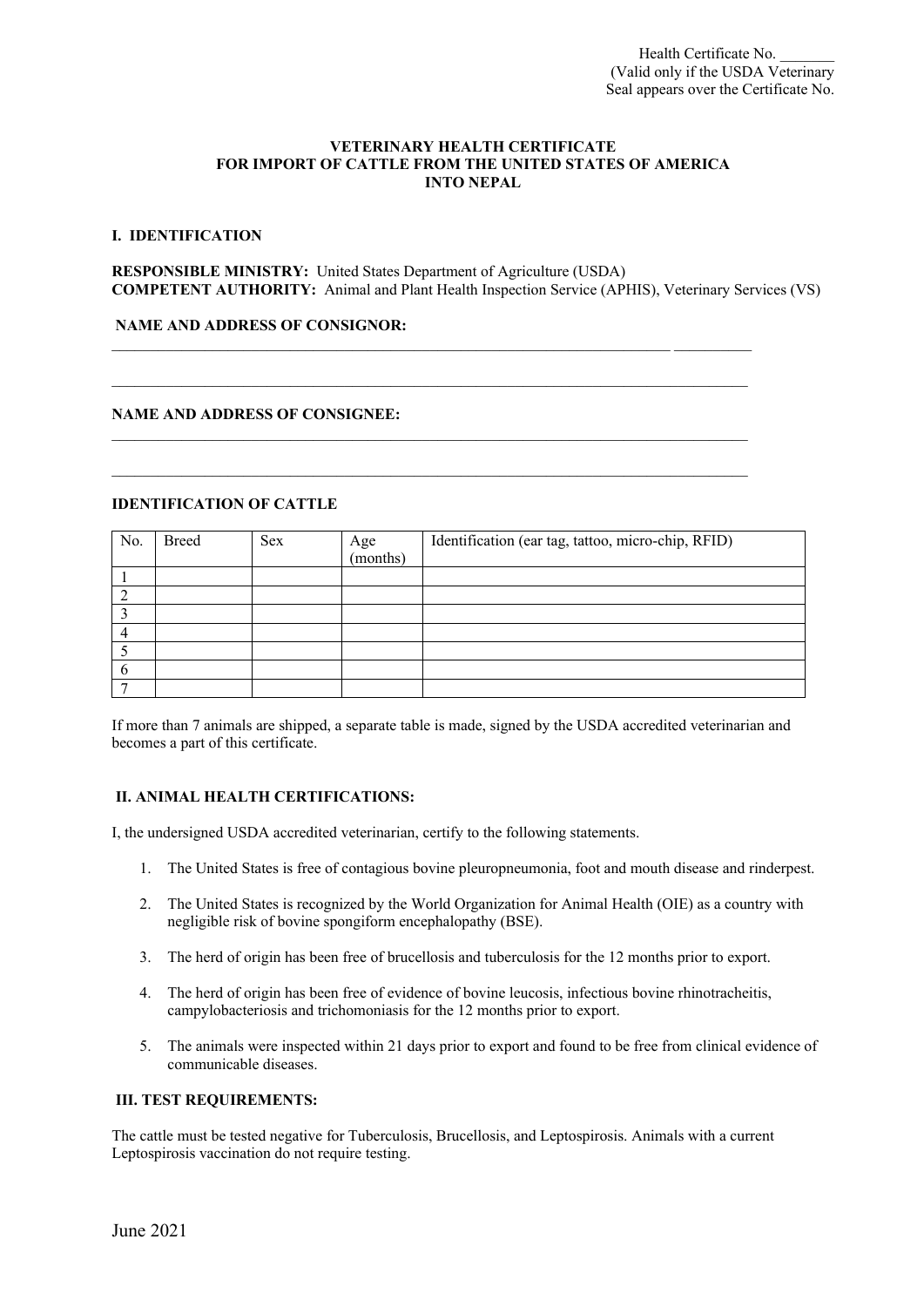Health Certificate No. _______
(Valid only if the USDA Veterinary
Seal appears over the Certificate No.

# VETERINARY HEALTH CERTIFICATE FOR IMPORT OF CATTLE FROM THE UNITED STATES OF AMERICA INTO NEPAL

## I. IDENTIFICATION

**RESPONSIBLE MINISTRY:** United States Department of Agriculture (USDA)
**COMPETENT AUTHORITY:** Animal and Plant Health Inspection Service (APHIS), Veterinary Services (VS)

**NAME AND ADDRESS OF CONSIGNOR:**

_______________________________________________________________________________

_______________________________________________________________________________

**NAME AND ADDRESS OF CONSIGNEE:**

_______________________________________________________________________________

_______________________________________________________________________________

**IDENTIFICATION OF CATTLE**

| No. | Breed | Sex | Age (months) | Identification (ear tag, tattoo, micro-chip, RFID) |
|---|---|---|---|---|
| 1 | | | | |
| 2 | | | | |
| 3 | | | | |
| 4 | | | | |
| 5 | | | | |
| 6 | | | | |
| 7 | | | | |

If more than 7 animals are shipped, a separate table is made, signed by the USDA accredited veterinarian and becomes a part of this certificate.

## II. ANIMAL HEALTH CERTIFICATIONS:

I, the undersigned USDA accredited veterinarian, certify to the following statements.

1. The United States is free of contagious bovine pleuropneumonia, foot and mouth disease and rinderpest.
2. The United States is recognized by the World Organization for Animal Health (OIE) as a country with negligible risk of bovine spongiform encephalopathy (BSE).
3. The herd of origin has been free of brucellosis and tuberculosis for the 12 months prior to export.
4. The herd of origin has been free of evidence of bovine leucosis, infectious bovine rhinotracheitis, campylobacteriosis and trichomoniasis for the 12 months prior to export.
5. The animals were inspected within 21 days prior to export and found to be free from clinical evidence of communicable diseases.

## III. TEST REQUIREMENTS:

The cattle must be tested negative for Tuberculosis, Brucellosis, and Leptospirosis. Animals with a current Leptospirosis vaccination do not require testing.

June 2021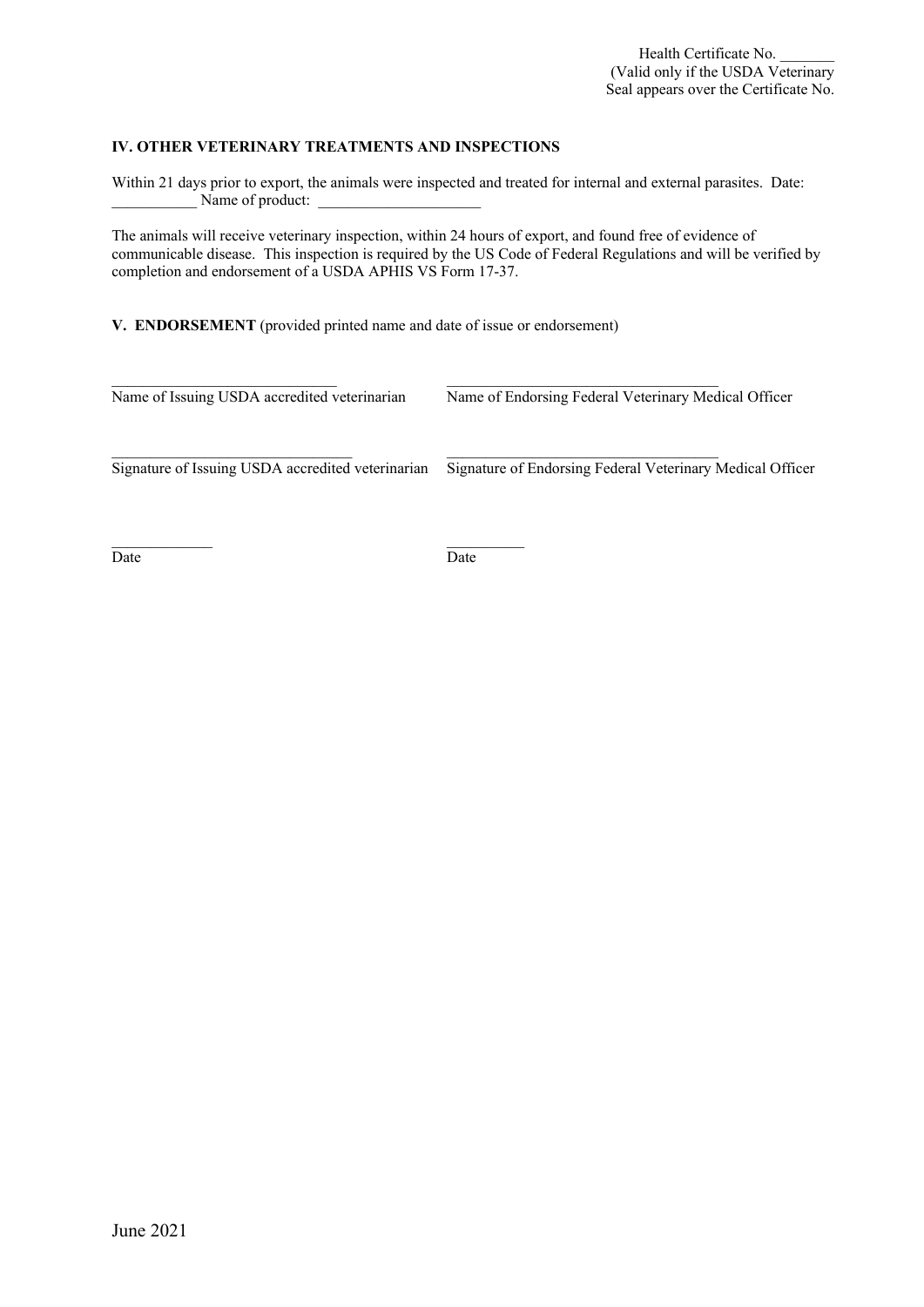Health Certificate No. _______
(Valid only if the USDA Veterinary Seal appears over the Certificate No.

**IV. OTHER VETERINARY TREATMENTS AND INSPECTIONS**

Within 21 days prior to export, the animals were inspected and treated for internal and external parasites. Date: ___________ Name of product: _____________________

The animals will receive veterinary inspection, within 24 hours of export, and found free of evidence of communicable disease. This inspection is required by the US Code of Federal Regulations and will be verified by completion and endorsement of a USDA APHIS VS Form 17-37.

**V. ENDORSEMENT** (provided printed name and date of issue or endorsement)

______________________________
Name of Issuing USDA accredited veterinarian

______________________________
Name of Endorsing Federal Veterinary Medical Officer

______________________________
Signature of Issuing USDA accredited veterinarian

______________________________
Signature of Endorsing Federal Veterinary Medical Officer

_____________
Date

__________
Date

June 2021